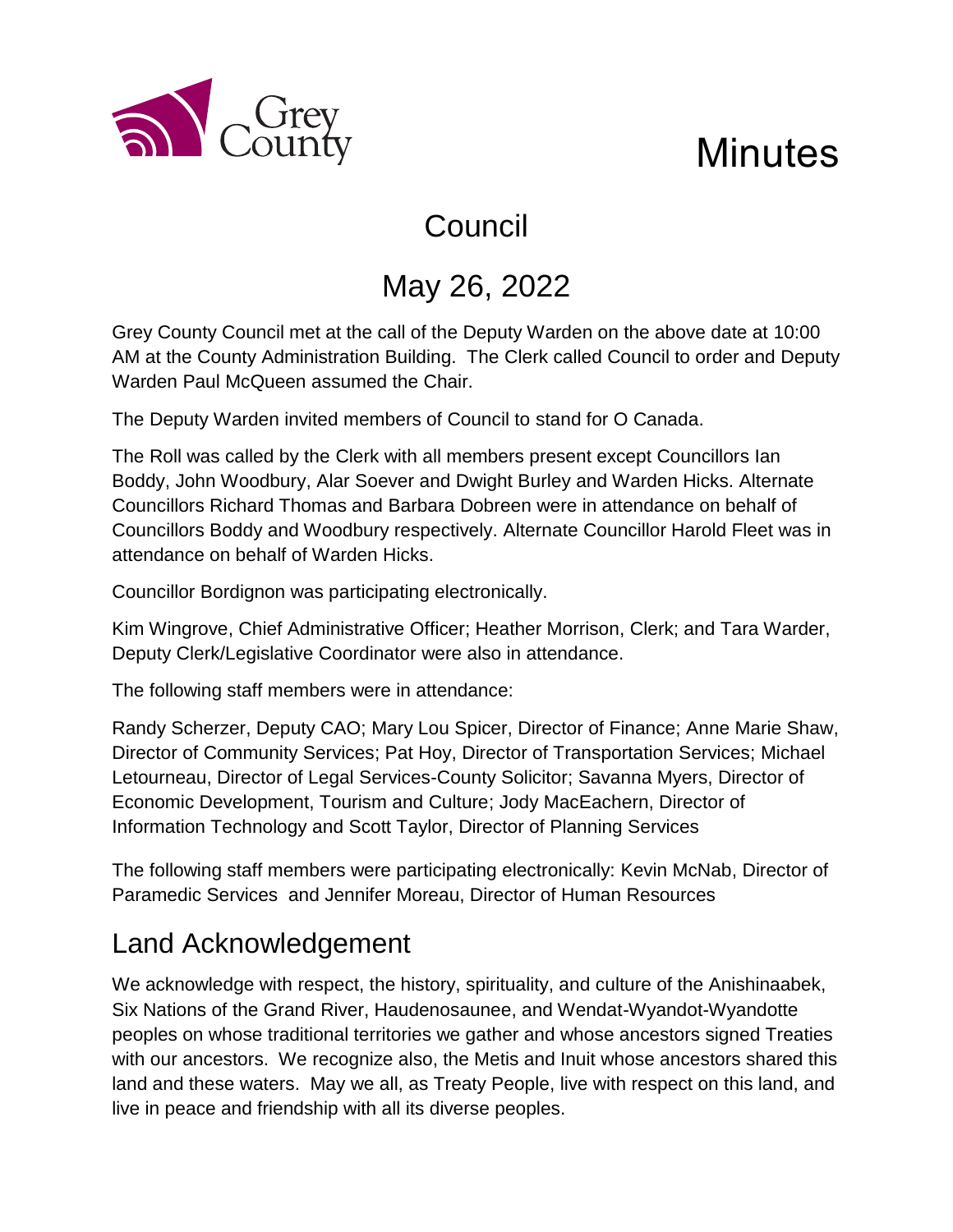# Minutes

## Council

## May 26, 2022

Grey County Council met at the call of the Deputy Warden on the above date at 10:00 AM at the County Administration Building. The Clerk called Council to order and Deputy Warden Paul McQueen assumed the Chair.

The Deputy Warden invited members of Council to stand for O Canada.

The Roll was called by the Clerk with all members present except Councillors Ian Boddy, John Woodbury, Alar Soever and Dwight Burley and Warden Hicks. Alternate Councillors Richard Thomas and Barbara Dobreen were in attendance on behalf of Councillors Boddy and Woodbury respectively. Alternate Councillor Harold Fleet was in attendance on behalf of Warden Hicks.

Councillor Bordignon was participating electronically.

Kim Wingrove, Chief Administrative Officer; Heather Morrison, Clerk; and Tara Warder, Deputy Clerk/Legislative Coordinator were also in attendance.

The following staff members were in attendance:

Randy Scherzer, Deputy CAO; Mary Lou Spicer, Director of Finance; Anne Marie Shaw, Director of Community Services; Pat Hoy, Director of Transportation Services; Michael Letourneau, Director of Legal Services-County Solicitor; Savanna Myers, Director of Economic Development, Tourism and Culture; Jody MacEachern, Director of Information Technology and Scott Taylor, Director of Planning Services

The following staff members were participating electronically: Kevin McNab, Director of Paramedic Services and Jennifer Moreau, Director of Human Resources

## Land Acknowledgement

We acknowledge with respect, the history, spirituality, and culture of the Anishinaabek, Six Nations of the Grand River, Haudenosaunee, and Wendat-Wyandot-Wyandotte peoples on whose traditional territories we gather and whose ancestors signed Treaties with our ancestors. We recognize also, the Metis and Inuit whose ancestors shared this land and these waters. May we all, as Treaty People, live with respect on this land, and live in peace and friendship with all its diverse peoples.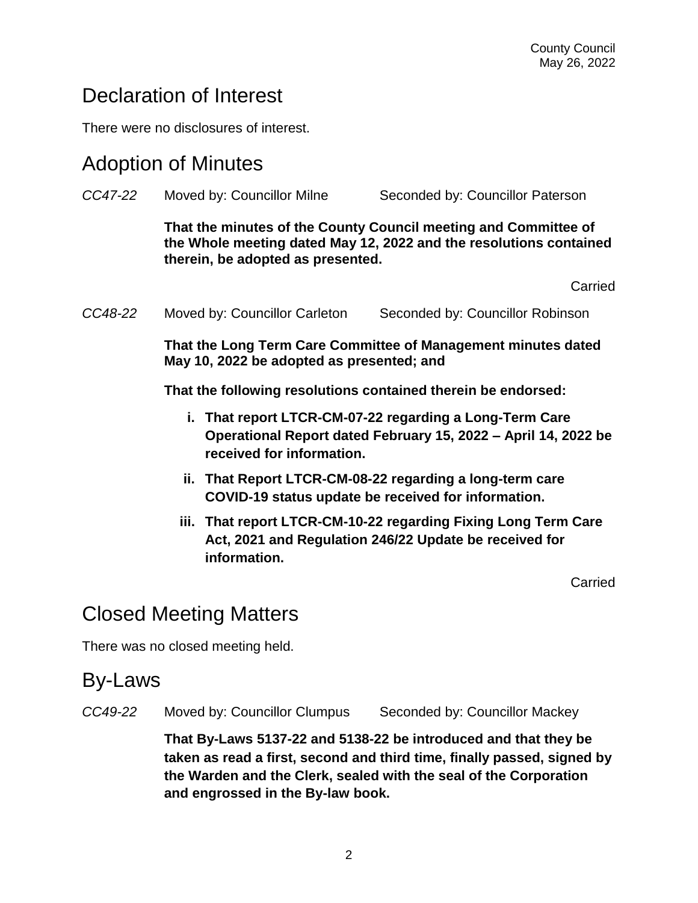## Declaration of Interest

There were no disclosures of interest.

## Adoption of Minutes

*CC47-22* Moved by: Councillor Milne Seconded by: Councillor Paterson

**That the minutes of the County Council meeting and Committee of the Whole meeting dated May 12, 2022 and the resolutions contained therein, be adopted as presented.**

Carried

*CC48-22* Moved by: Councillor Carleton Seconded by: Councillor Robinson

**That the Long Term Care Committee of Management minutes dated May 10, 2022 be adopted as presented; and**

**That the following resolutions contained therein be endorsed:**

i. **That report LTCR-CM-07-22 regarding a Long-Term Care Operational Report dated February 15, 2022 – April 14, 2022 be received for information.**

ii. **That Report LTCR-CM-08-22 regarding a long-term care COVID-19 status update be received for information.**

iii. **That report LTCR-CM-10-22 regarding Fixing Long Term Care Act, 2021 and Regulation 246/22 Update be received for information.**

Carried

## Closed Meeting Matters

There was no closed meeting held.

## By-Laws

*CC49-22* Moved by: Councillor Clumpus Seconded by: Councillor Mackey

**That By-Laws 5137-22 and 5138-22 be introduced and that they be taken as read a first, second and third time, finally passed, signed by the Warden and the Clerk, sealed with the seal of the Corporation and engrossed in the By-law book.**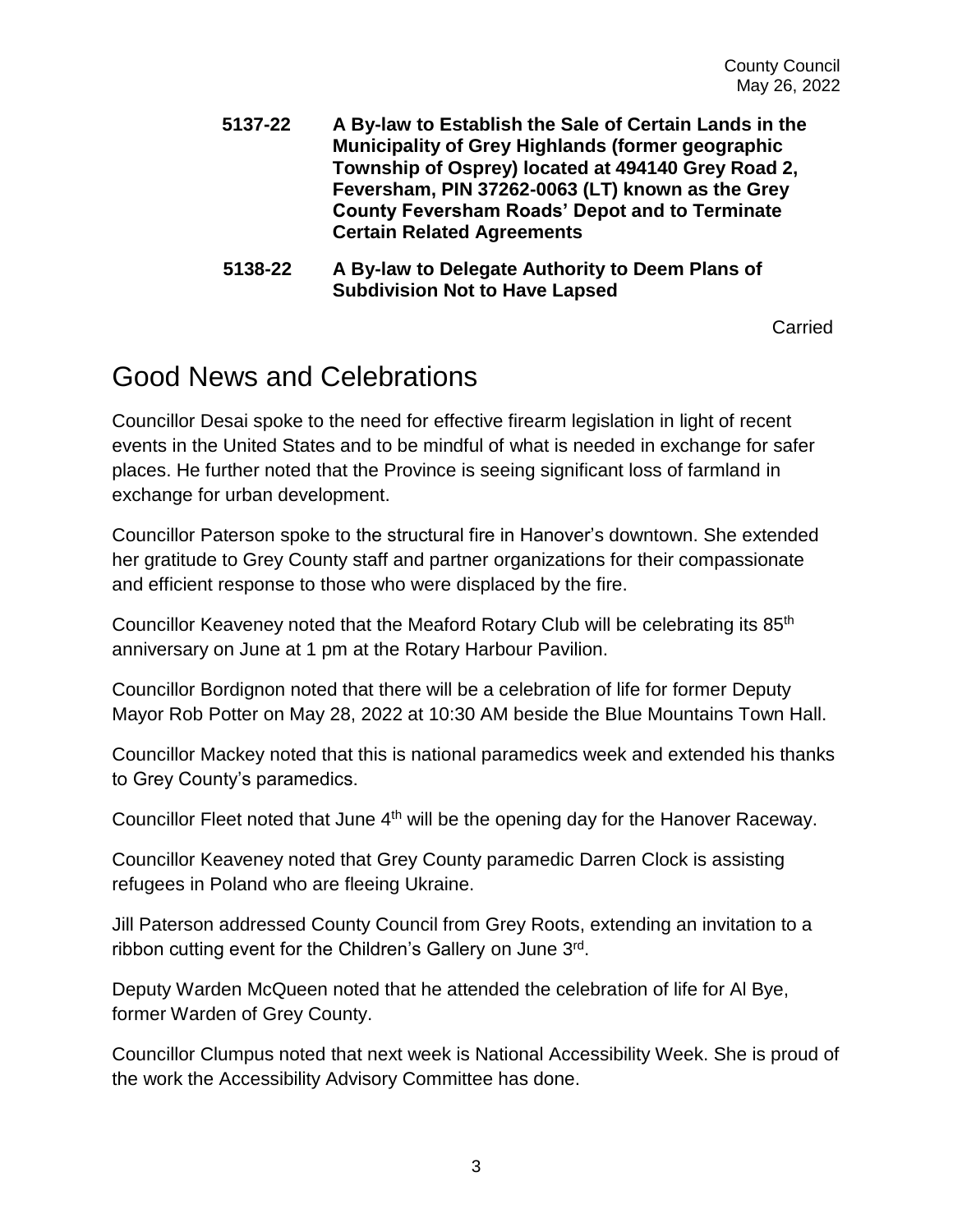**5137-22 A By-law to Establish the Sale of Certain Lands in the Municipality of Grey Highlands (former geographic Township of Osprey) located at 494140 Grey Road 2, Feversham, PIN 37262-0063 (LT) known as the Grey County Feversham Roads' Depot and to Terminate Certain Related Agreements**

**5138-22 A By-law to Delegate Authority to Deem Plans of Subdivision Not to Have Lapsed**

Carried

# Good News and Celebrations

Councillor Desai spoke to the need for effective firearm legislation in light of recent events in the United States and to be mindful of what is needed in exchange for safer places. He further noted that the Province is seeing significant loss of farmland in exchange for urban development.

Councillor Paterson spoke to the structural fire in Hanover's downtown. She extended her gratitude to Grey County staff and partner organizations for their compassionate and efficient response to those who were displaced by the fire.

Councillor Keaveney noted that the Meaford Rotary Club will be celebrating its 85th anniversary on June at 1 pm at the Rotary Harbour Pavilion.

Councillor Bordignon noted that there will be a celebration of life for former Deputy Mayor Rob Potter on May 28, 2022 at 10:30 AM beside the Blue Mountains Town Hall.

Councillor Mackey noted that this is national paramedics week and extended his thanks to Grey County's paramedics.

Councillor Fleet noted that June 4th will be the opening day for the Hanover Raceway.

Councillor Keaveney noted that Grey County paramedic Darren Clock is assisting refugees in Poland who are fleeing Ukraine.

Jill Paterson addressed County Council from Grey Roots, extending an invitation to a ribbon cutting event for the Children's Gallery on June 3rd.

Deputy Warden McQueen noted that he attended the celebration of life for Al Bye, former Warden of Grey County.

Councillor Clumpus noted that next week is National Accessibility Week. She is proud of the work the Accessibility Advisory Committee has done.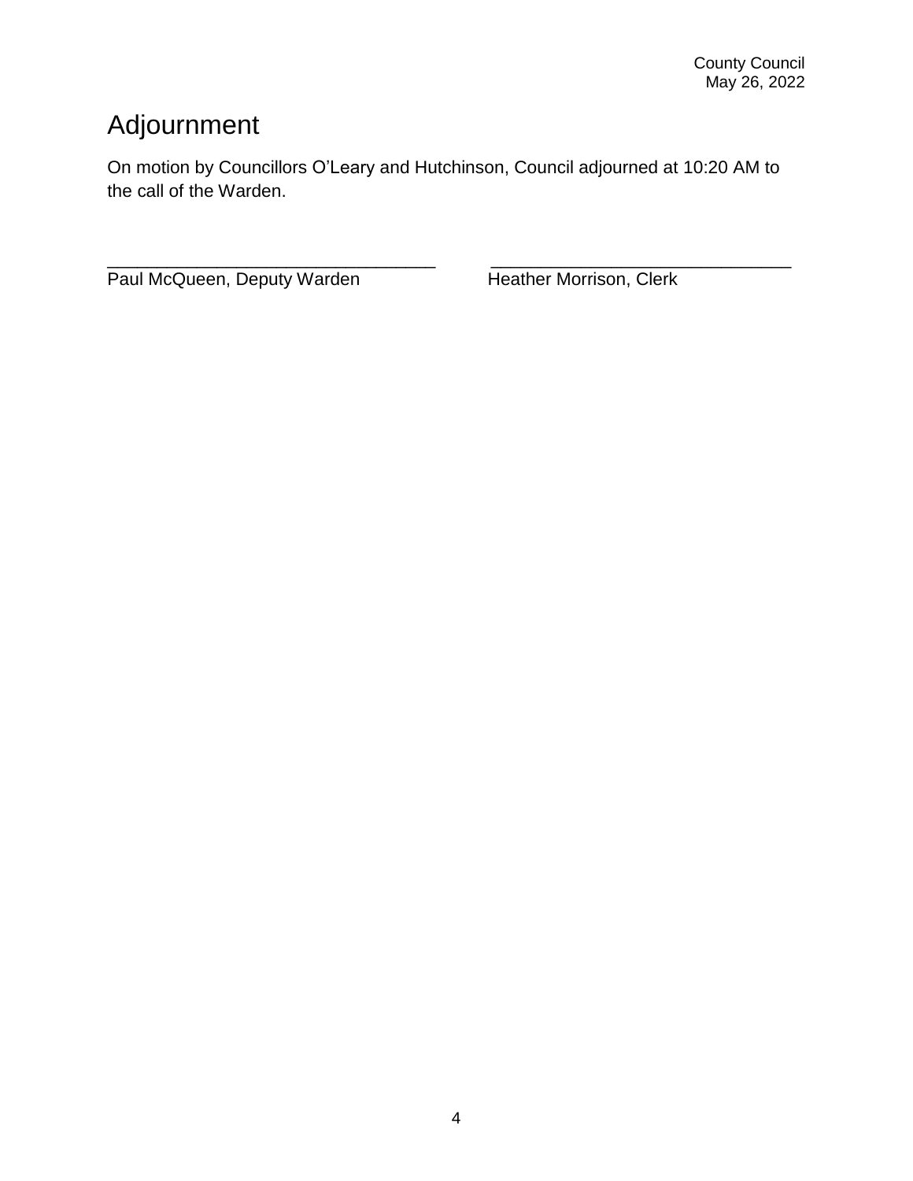# Adjournment

On motion by Councillors O'Leary and Hutchinson, Council adjourned at 10:20 AM to the call of the Warden.

| | |
|---|---|
| ________________________________ | ________________________________ |
| Paul McQueen, Deputy Warden | Heather Morrison, Clerk |